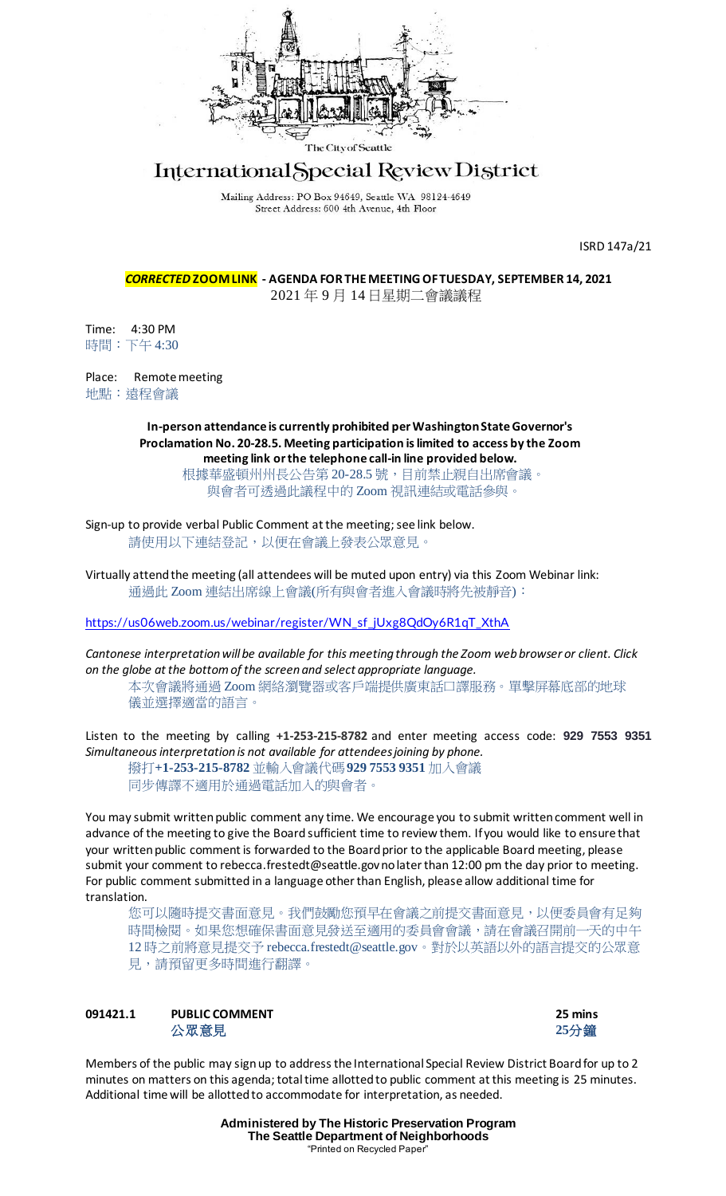The City of Seattle

# International Special Review District

Mailing Address: PO Box 94649, Seattle WA 98124-4649
Street Address: 600 4th Avenue, 4th Floor

ISRD 147a/21

***CORRECTED* ZOOM LINK - AGENDA FOR THE MEETING OF TUESDAY, SEPTEMBER 14, 2021**
2021 年 9 月 14 日星期二會議議程

Time: 4:30 PM
時間：下午 4:30

Place: Remote meeting
地點：遠程會議

**In-person attendance is currently prohibited per Washington State Governor's Proclamation No. 20-28.5. Meeting participation is limited to access by the Zoom meeting link or the telephone call-in line provided below.**
根據華盛頓州州長公告第 20-28.5 號，目前禁止親自出席會議。
與會者可透過此議程中的 Zoom 視訊連結或電話參與。

Sign-up to provide verbal Public Comment at the meeting; see link below.
請使用以下連結登記，以便在會議上發表公眾意見。

Virtually attend the meeting (all attendees will be muted upon entry) via this Zoom Webinar link:
通過此 Zoom 連結出席線上會議(所有與會者進入會議時將先被靜音)：

https://us06web.zoom.us/webinar/register/WN_sf_jUxg8QdOy6R1qT_XthA

*Cantonese interpretation will be available for this meeting through the Zoom web browser or client. Click on the globe at the bottom of the screen and select appropriate language.*
本次會議將通過 Zoom 網絡瀏覽器或客戶端提供廣東話口譯服務。單擊屏幕底部的地球儀並選擇適當的語言。

Listen to the meeting by calling **+1-253-215-8782** and enter meeting access code: **929 7553 9351**
*Simultaneous interpretation is not available for attendees joining by phone.*
撥打**+1-253-215-8782** 並輸入會議代碼 **929 7553 9351** 加入會議
同步傳譯不適用於通過電話加入的與會者。

You may submit written public comment any time. We encourage you to submit written comment well in advance of the meeting to give the Board sufficient time to review them. If you would like to ensure that your written public comment is forwarded to the Board prior to the applicable Board meeting, please submit your comment to rebecca.frestedt@seattle.gov no later than 12:00 pm the day prior to meeting. For public comment submitted in a language other than English, please allow additional time for translation.

您可以隨時提交書面意見。我們鼓勵您預早在會議之前提交書面意見，以便委員會有足夠時間檢閱。如果您想確保書面意見發送至適用的委員會會議，請在會議召開前一天的中午 12 時之前將意見提交予 rebecca.frestedt@seattle.gov。對於以英語以外的語言提交的公眾意見，請預留更多時間進行翻譯。

**091421.1 PUBLIC COMMENT 公眾意見** — **25 mins 25分鐘**

Members of the public may sign up to address the International Special Review District Board for up to 2 minutes on matters on this agenda; total time allotted to public comment at this meeting is 25 minutes. Additional time will be allotted to accommodate for interpretation, as needed.

**Administered by The Historic Preservation Program**
**The Seattle Department of Neighborhoods**
"Printed on Recycled Paper"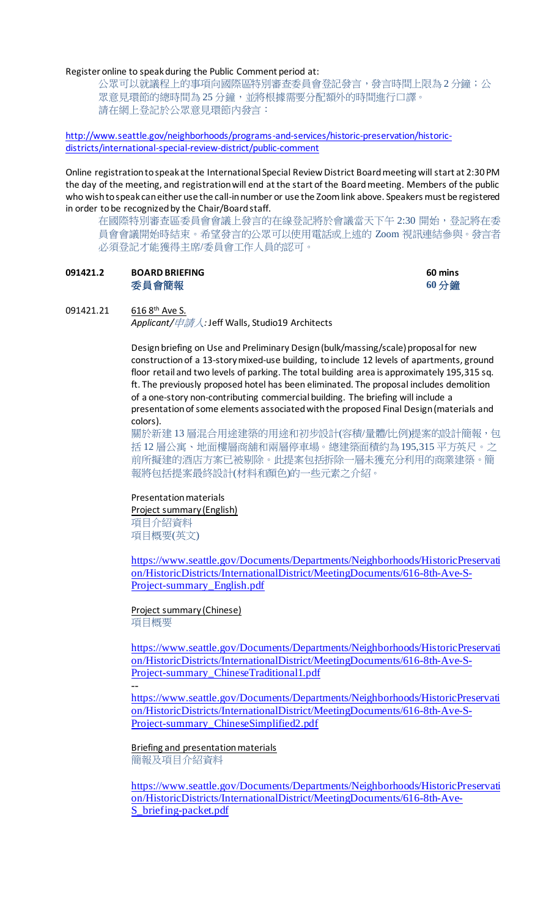Register online to speak during the Public Comment period at:

公眾可以就議程上的事項向國際區特別審查委員會登記發言，發言時間上限為 2 分鐘；公眾意見環節的總時間為 25 分鐘，並將根據需要分配額外的時間進行口譯。
請在網上登記於公眾意見環節內發言：

http://www.seattle.gov/neighborhoods/programs-and-services/historic-preservation/historic-districts/international-special-review-district/public-comment

Online registration to speak at the International Special Review District Board meeting will start at 2:30 PM the day of the meeting, and registration will end at the start of the Board meeting. Members of the public who wish to speak can either use the call-in number or use the Zoom link above. Speakers must be registered in order to be recognized by the Chair/Board staff.

在國際特別審查區委員會會議上發言的在線登記將於會議當天下午 2:30 開始，登記將在委員會會議開始時結束。希望發言的公眾可以使用電話或上述的 Zoom 視訊連結參與。發言者必須登記才能獲得主席/委員會工作人員的認可。

**091421.2 BOARD BRIEFING** **60 mins**
**委員會簡報** **60 分鐘**

091421.21 616 8th Ave S.
*Applicant/申請人:* Jeff Walls, Studio19 Architects

Design briefing on Use and Preliminary Design (bulk/massing/scale) proposal for new construction of a 13-story mixed-use building, to include 12 levels of apartments, ground floor retail and two levels of parking. The total building area is approximately 195,315 sq. ft. The previously proposed hotel has been eliminated. The proposal includes demolition of a one-story non-contributing commercial building. The briefing will include a presentation of some elements associated with the proposed Final Design (materials and colors).

關於新建 13 層混合用途建築的用途和初步設計(容積/量體/比例)提案的設計簡報，包括 12 層公寓、地面樓層商舖和兩層停車場。總建築面積約為 195,315 平方英尺。之前所擬建的酒店方案已被剔除。此提案包括拆除一層未獲充分利用的商業建築。簡報將包括提案最終設計(材料和顏色)的一些元素之介紹。

Presentation materials
Project summary (English)
項目介紹資料
項目概要(英文)

https://www.seattle.gov/Documents/Departments/Neighborhoods/HistoricPreservation/HistoricDistricts/InternationalDistrict/MeetingDocuments/616-8th-Ave-S-Project-summary_English.pdf

Project summary (Chinese)
項目概要

https://www.seattle.gov/Documents/Departments/Neighborhoods/HistoricPreservation/HistoricDistricts/InternationalDistrict/MeetingDocuments/616-8th-Ave-S-Project-summary_ChineseTraditional1.pdf

--

https://www.seattle.gov/Documents/Departments/Neighborhoods/HistoricPreservation/HistoricDistricts/InternationalDistrict/MeetingDocuments/616-8th-Ave-S-Project-summary_ChineseSimplified2.pdf

Briefing and presentation materials
簡報及項目介紹資料

https://www.seattle.gov/Documents/Departments/Neighborhoods/HistoricPreservation/HistoricDistricts/InternationalDistrict/MeetingDocuments/616-8th-Ave-S_briefing-packet.pdf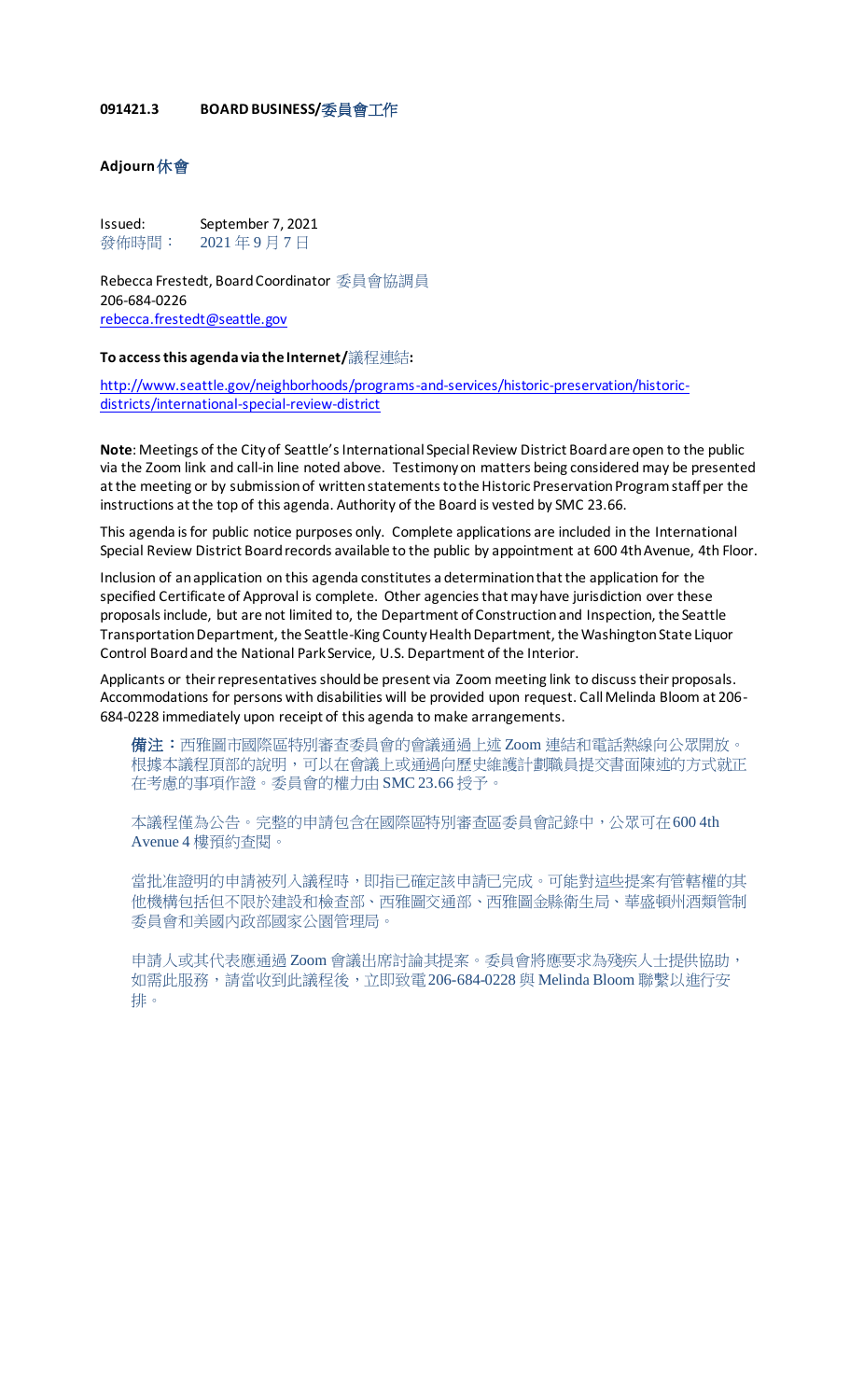**091421.3 BOARD BUSINESS/委員會工作**

**Adjourn 休會**

Issued: September 7, 2021
發佈時間： 2021 年 9 月 7 日

Rebecca Frestedt, Board Coordinator 委員會協調員
206-684-0226
rebecca.frestedt@seattle.gov

**To access this agenda via the Internet/議程連結:**

http://www.seattle.gov/neighborhoods/programs-and-services/historic-preservation/historic-districts/international-special-review-district

**Note**: Meetings of the City of Seattle's International Special Review District Board are open to the public via the Zoom link and call-in line noted above. Testimony on matters being considered may be presented at the meeting or by submission of written statements to the Historic Preservation Program staff per the instructions at the top of this agenda. Authority of the Board is vested by SMC 23.66.

This agenda is for public notice purposes only. Complete applications are included in the International Special Review District Board records available to the public by appointment at 600 4th Avenue, 4th Floor.

Inclusion of an application on this agenda constitutes a determination that the application for the specified Certificate of Approval is complete. Other agencies that may have jurisdiction over these proposals include, but are not limited to, the Department of Construction and Inspection, the Seattle Transportation Department, the Seattle-King County Health Department, the Washington State Liquor Control Board and the National Park Service, U.S. Department of the Interior.

Applicants or their representatives should be present via Zoom meeting link to discuss their proposals. Accommodations for persons with disabilities will be provided upon request. Call Melinda Bloom at 206-684-0228 immediately upon receipt of this agenda to make arrangements.

**備注**：西雅圖市國際區特別審查委員會的會議通過上述 Zoom 連結和電話熱線向公眾開放。根據本議程頂部的說明，可以在會議上或通過向歷史維護計劃職員提交書面陳述的方式就正在考慮的事項作證。委員會的權力由 SMC 23.66 授予。

本議程僅為公告。完整的申請包含在國際區特別審查區委員會記錄中，公眾可在600 4th Avenue 4 樓預約查閱。

當批准證明的申請被列入議程時，即指已確定該申請已完成。可能對這些提案有管轄權的其他機構包括但不限於建設和檢查部、西雅圖交通部、西雅圖金縣衛生局、華盛頓州酒類管制委員會和美國內政部國家公園管理局。

申請人或其代表應通過 Zoom 會議出席討論其提案。委員會將應要求為殘疾人士提供協助，如需此服務，請當收到此議程後，立即致電206-684-0228 與 Melinda Bloom 聯繫以進行安排。